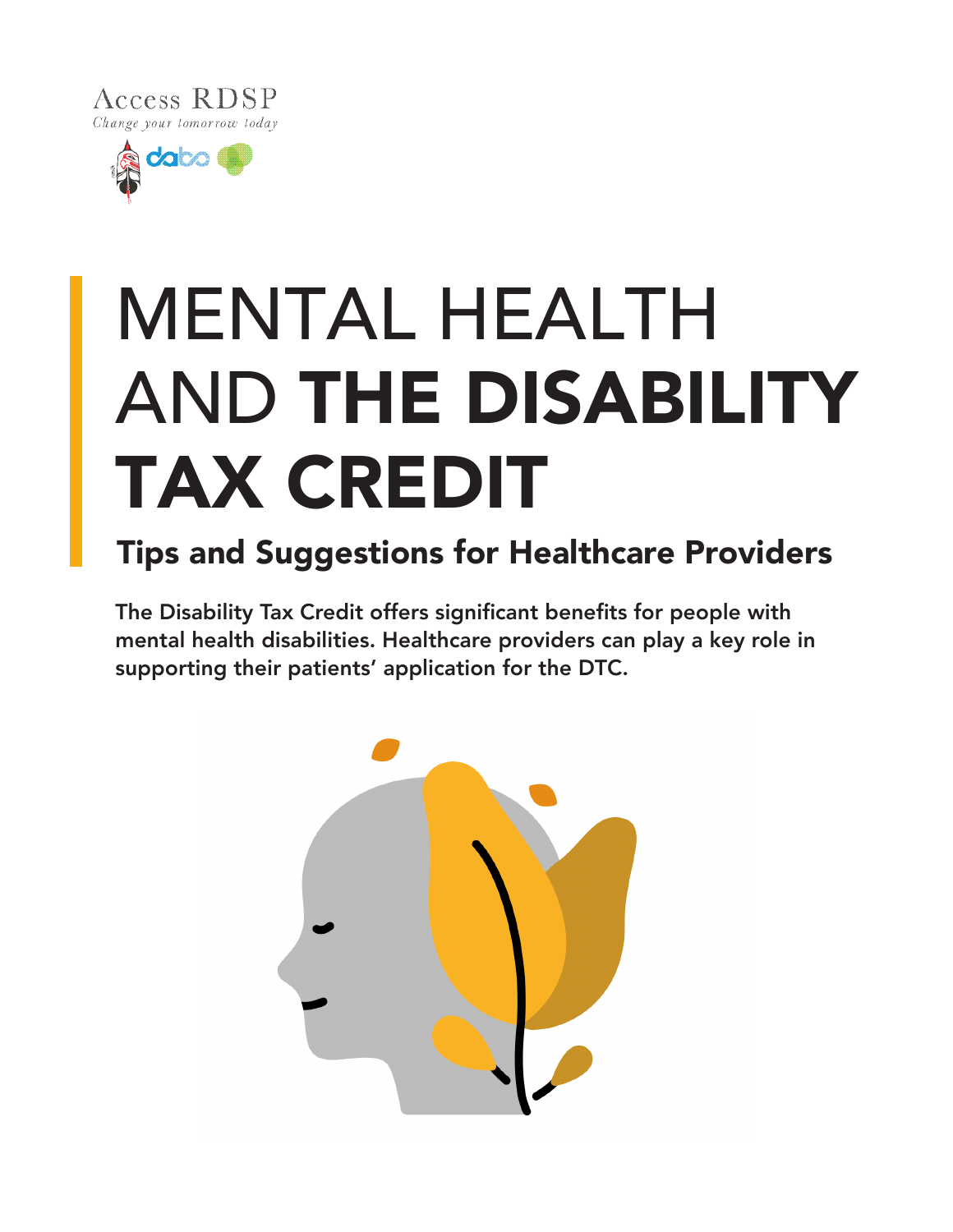Access RDSP

*Change your tomorrow today*

# MENTAL HEALTH AND THE DISABILITY TAX CREDIT

## Tips and Suggestions for Healthcare Providers

**The Disability Tax Credit offers significant benefits for people with mental health disabilities. Healthcare providers can play a key role in supporting their patients' application for the DTC.**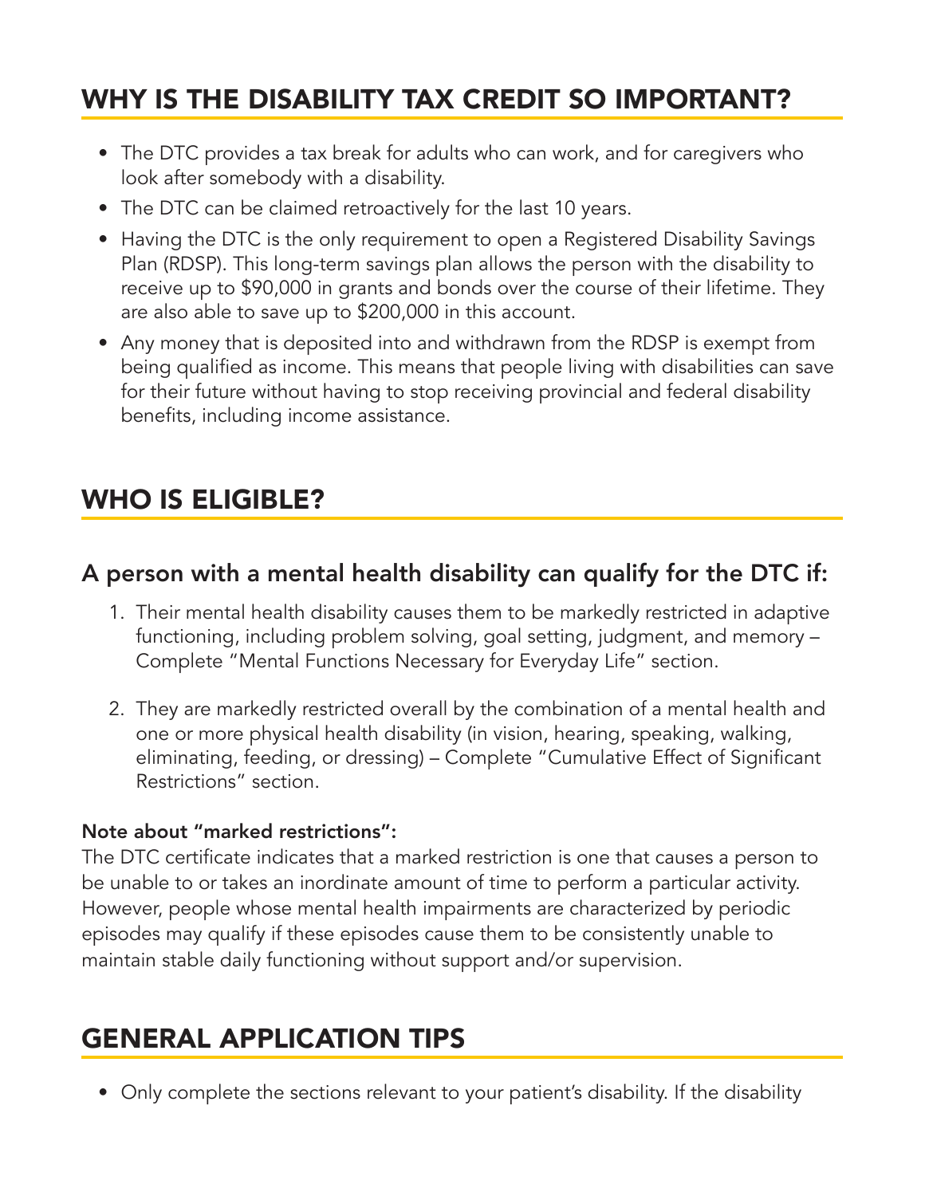## WHY IS THE DISABILITY TAX CREDIT SO IMPORTANT?

- The DTC provides a tax break for adults who can work, and for caregivers who look after somebody with a disability.
- The DTC can be claimed retroactively for the last 10 years.
- Having the DTC is the only requirement to open a Registered Disability Savings Plan (RDSP). This long-term savings plan allows the person with the disability to receive up to $90,000 in grants and bonds over the course of their lifetime. They are also able to save up to $200,000 in this account.
- Any money that is deposited into and withdrawn from the RDSP is exempt from being qualified as income. This means that people living with disabilities can save for their future without having to stop receiving provincial and federal disability benefits, including income assistance.

## WHO IS ELIGIBLE?

### A person with a mental health disability can qualify for the DTC if:

1. Their mental health disability causes them to be markedly restricted in adaptive functioning, including problem solving, goal setting, judgment, and memory – Complete "Mental Functions Necessary for Everyday Life" section.

2. They are markedly restricted overall by the combination of a mental health and one or more physical health disability (in vision, hearing, speaking, walking, eliminating, feeding, or dressing) – Complete "Cumulative Effect of Significant Restrictions" section.

**Note about "marked restrictions":**
The DTC certificate indicates that a marked restriction is one that causes a person to be unable to or takes an inordinate amount of time to perform a particular activity. However, people whose mental health impairments are characterized by periodic episodes may qualify if these episodes cause them to be consistently unable to maintain stable daily functioning without support and/or supervision.

## GENERAL APPLICATION TIPS

- Only complete the sections relevant to your patient's disability. If the disability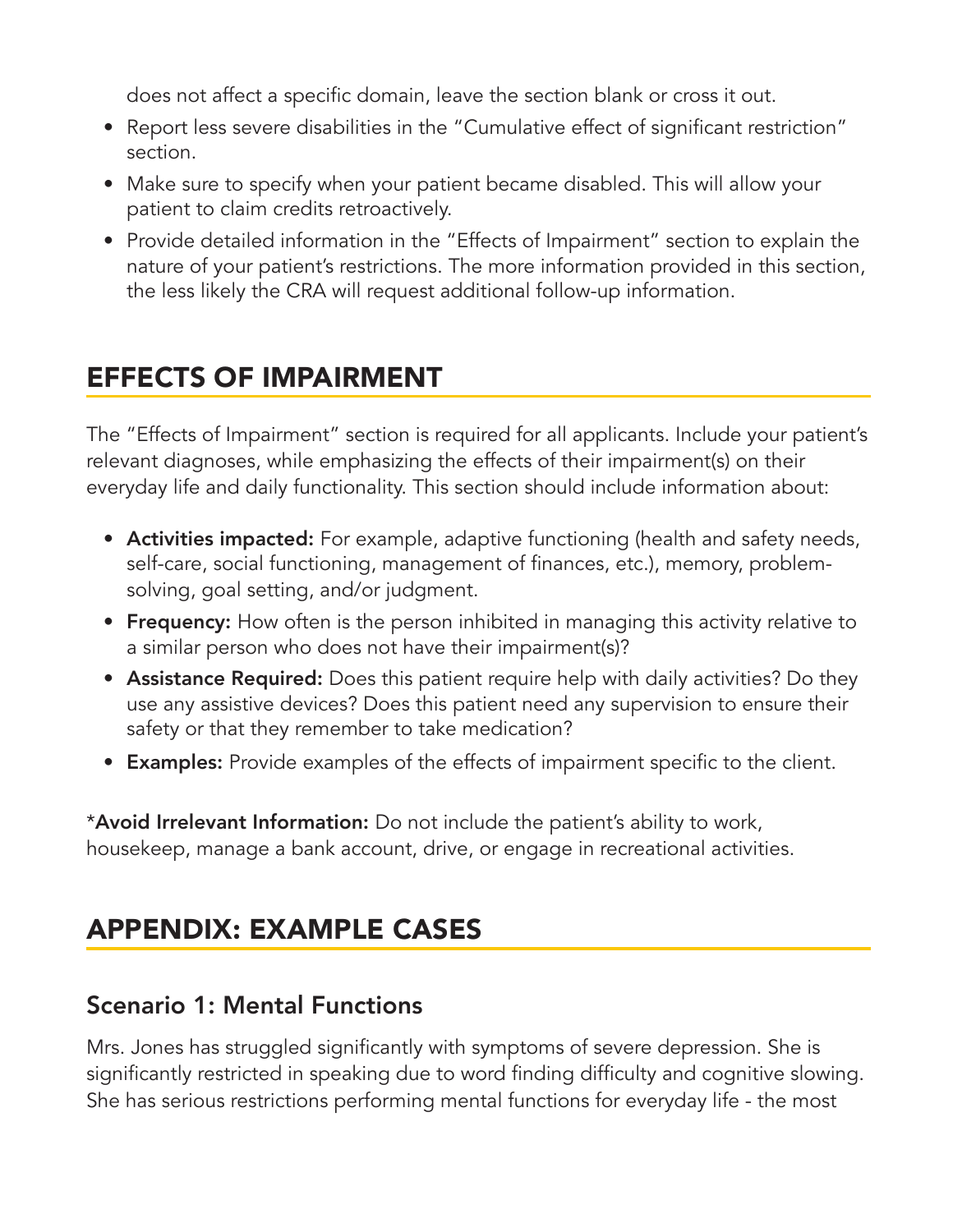does not affect a specific domain, leave the section blank or cross it out.

- Report less severe disabilities in the "Cumulative effect of significant restriction" section.
- Make sure to specify when your patient became disabled. This will allow your patient to claim credits retroactively.
- Provide detailed information in the "Effects of Impairment" section to explain the nature of your patient's restrictions. The more information provided in this section, the less likely the CRA will request additional follow-up information.

## EFFECTS OF IMPAIRMENT

The "Effects of Impairment" section is required for all applicants. Include your patient's relevant diagnoses, while emphasizing the effects of their impairment(s) on their everyday life and daily functionality. This section should include information about:

- **Activities impacted:** For example, adaptive functioning (health and safety needs, self-care, social functioning, management of finances, etc.), memory, problem-solving, goal setting, and/or judgment.
- **Frequency:** How often is the person inhibited in managing this activity relative to a similar person who does not have their impairment(s)?
- **Assistance Required:** Does this patient require help with daily activities? Do they use any assistive devices? Does this patient need any supervision to ensure their safety or that they remember to take medication?
- **Examples:** Provide examples of the effects of impairment specific to the client.

\***Avoid Irrelevant Information:** Do not include the patient's ability to work, housekeep, manage a bank account, drive, or engage in recreational activities.

## APPENDIX: EXAMPLE CASES

### Scenario 1: Mental Functions

Mrs. Jones has struggled significantly with symptoms of severe depression. She is significantly restricted in speaking due to word finding difficulty and cognitive slowing. She has serious restrictions performing mental functions for everyday life - the most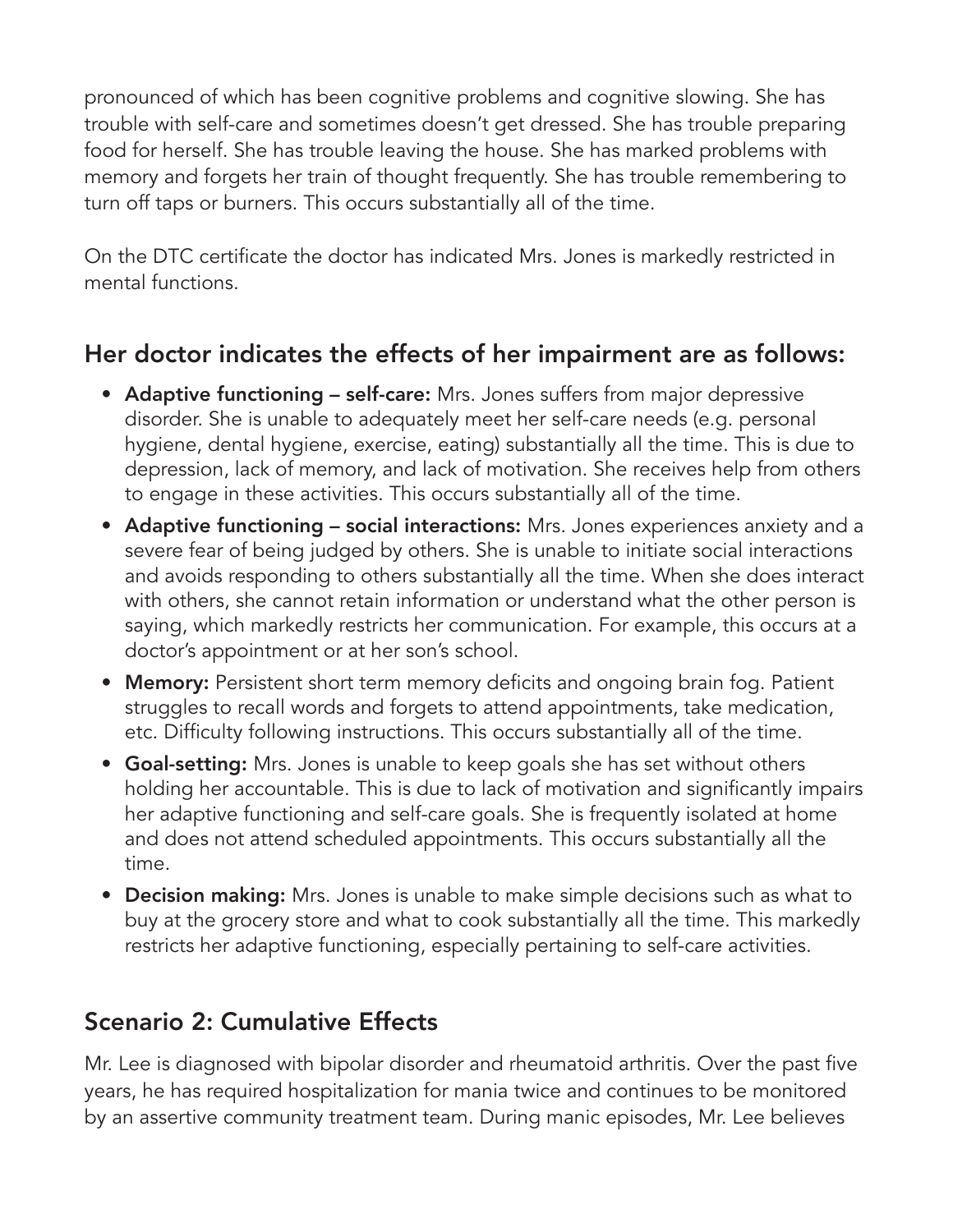pronounced of which has been cognitive problems and cognitive slowing. She has trouble with self-care and sometimes doesn't get dressed. She has trouble preparing food for herself. She has trouble leaving the house. She has marked problems with memory and forgets her train of thought frequently. She has trouble remembering to turn off taps or burners. This occurs substantially all of the time.

On the DTC certificate the doctor has indicated Mrs. Jones is markedly restricted in mental functions.

## Her doctor indicates the effects of her impairment are as follows:

- **Adaptive functioning – self-care:** Mrs. Jones suffers from major depressive disorder. She is unable to adequately meet her self-care needs (e.g. personal hygiene, dental hygiene, exercise, eating) substantially all the time. This is due to depression, lack of memory, and lack of motivation. She receives help from others to engage in these activities. This occurs substantially all of the time.
- **Adaptive functioning – social interactions:** Mrs. Jones experiences anxiety and a severe fear of being judged by others. She is unable to initiate social interactions and avoids responding to others substantially all the time. When she does interact with others, she cannot retain information or understand what the other person is saying, which markedly restricts her communication. For example, this occurs at a doctor's appointment or at her son's school.
- **Memory:** Persistent short term memory deficits and ongoing brain fog. Patient struggles to recall words and forgets to attend appointments, take medication, etc. Difficulty following instructions. This occurs substantially all of the time.
- **Goal-setting:** Mrs. Jones is unable to keep goals she has set without others holding her accountable. This is due to lack of motivation and significantly impairs her adaptive functioning and self-care goals. She is frequently isolated at home and does not attend scheduled appointments. This occurs substantially all the time.
- **Decision making:** Mrs. Jones is unable to make simple decisions such as what to buy at the grocery store and what to cook substantially all the time. This markedly restricts her adaptive functioning, especially pertaining to self-care activities.

## Scenario 2: Cumulative Effects

Mr. Lee is diagnosed with bipolar disorder and rheumatoid arthritis. Over the past five years, he has required hospitalization for mania twice and continues to be monitored by an assertive community treatment team. During manic episodes, Mr. Lee believes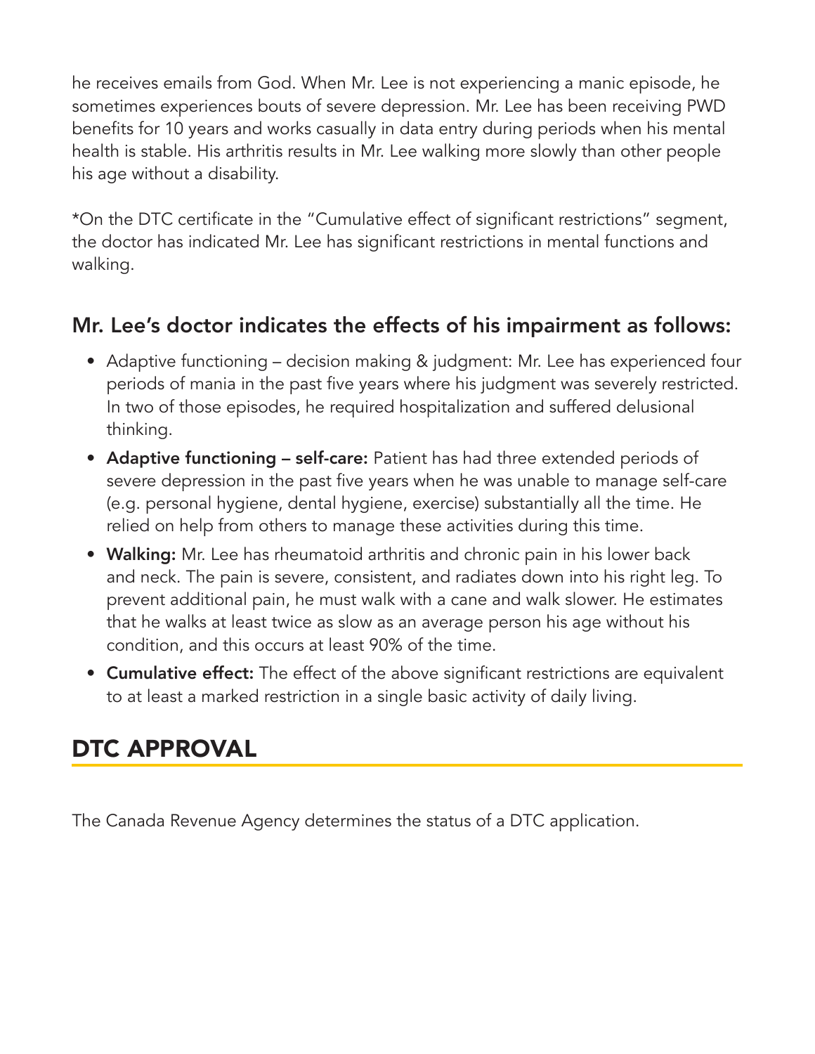he receives emails from God. When Mr. Lee is not experiencing a manic episode, he sometimes experiences bouts of severe depression. Mr. Lee has been receiving PWD benefits for 10 years and works casually in data entry during periods when his mental health is stable. His arthritis results in Mr. Lee walking more slowly than other people his age without a disability.

*On the DTC certificate in the "Cumulative effect of significant restrictions" segment, the doctor has indicated Mr. Lee has significant restrictions in mental functions and walking.

### Mr. Lee's doctor indicates the effects of his impairment as follows:

- Adaptive functioning – decision making & judgment: Mr. Lee has experienced four periods of mania in the past five years where his judgment was severely restricted. In two of those episodes, he required hospitalization and suffered delusional thinking.
- **Adaptive functioning – self-care:** Patient has had three extended periods of severe depression in the past five years when he was unable to manage self-care (e.g. personal hygiene, dental hygiene, exercise) substantially all the time. He relied on help from others to manage these activities during this time.
- **Walking:** Mr. Lee has rheumatoid arthritis and chronic pain in his lower back and neck. The pain is severe, consistent, and radiates down into his right leg. To prevent additional pain, he must walk with a cane and walk slower. He estimates that he walks at least twice as slow as an average person his age without his condition, and this occurs at least 90% of the time.
- **Cumulative effect:** The effect of the above significant restrictions are equivalent to at least a marked restriction in a single basic activity of daily living.

## DTC APPROVAL

The Canada Revenue Agency determines the status of a DTC application.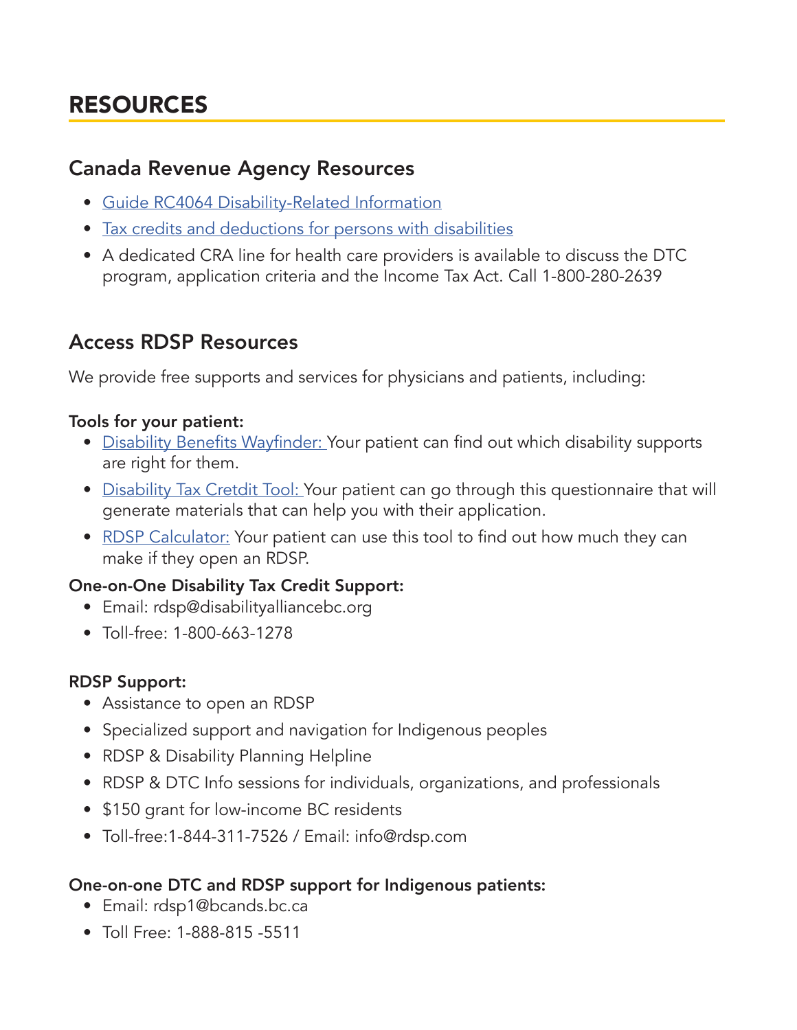# RESOURCES

## Canada Revenue Agency Resources

- Guide RC4064 Disability-Related Information
- Tax credits and deductions for persons with disabilities
- A dedicated CRA line for health care providers is available to discuss the DTC program, application criteria and the Income Tax Act. Call 1-800-280-2639

## Access RDSP Resources

We provide free supports and services for physicians and patients, including:

**Tools for your patient:**

- Disability Benefits Wayfinder: Your patient can find out which disability supports are right for them.
- Disability Tax Cretdit Tool: Your patient can go through this questionnaire that will generate materials that can help you with their application.
- RDSP Calculator: Your patient can use this tool to find out how much they can make if they open an RDSP.

**One-on-One Disability Tax Credit Support:**

- Email: rdsp@disabilityalliancebc.org
- Toll-free: 1-800-663-1278

**RDSP Support:**

- Assistance to open an RDSP
- Specialized support and navigation for Indigenous peoples
- RDSP & Disability Planning Helpline
- RDSP & DTC Info sessions for individuals, organizations, and professionals
- $150 grant for low-income BC residents
- Toll-free:1-844-311-7526 / Email: info@rdsp.com

**One-on-one DTC and RDSP support for Indigenous patients:**

- Email: rdsp1@bcands.bc.ca
- Toll Free: 1-888-815 -5511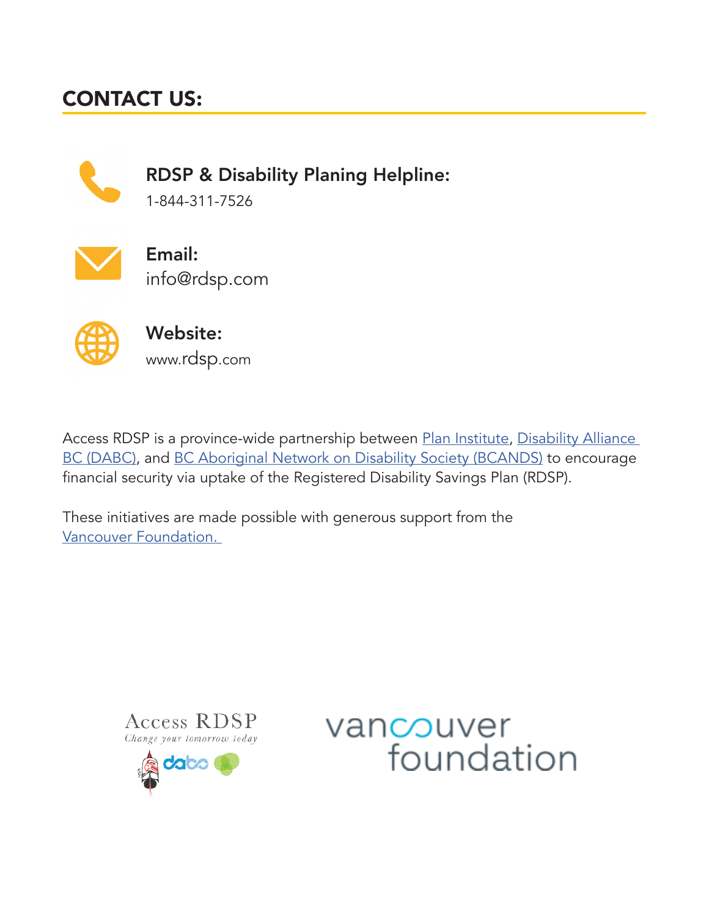## CONTACT US:

**RDSP & Disability Planing Helpline:**
1-844-311-7526

**Email:**
info@rdsp.com

**Website:**
www.rdsp.com

Access RDSP is a province-wide partnership between Plan Institute, Disability Alliance BC (DABC), and BC Aboriginal Network on Disability Society (BCANDS) to encourage financial security via uptake of the Registered Disability Savings Plan (RDSP).

These initiatives are made possible with generous support from the Vancouver Foundation.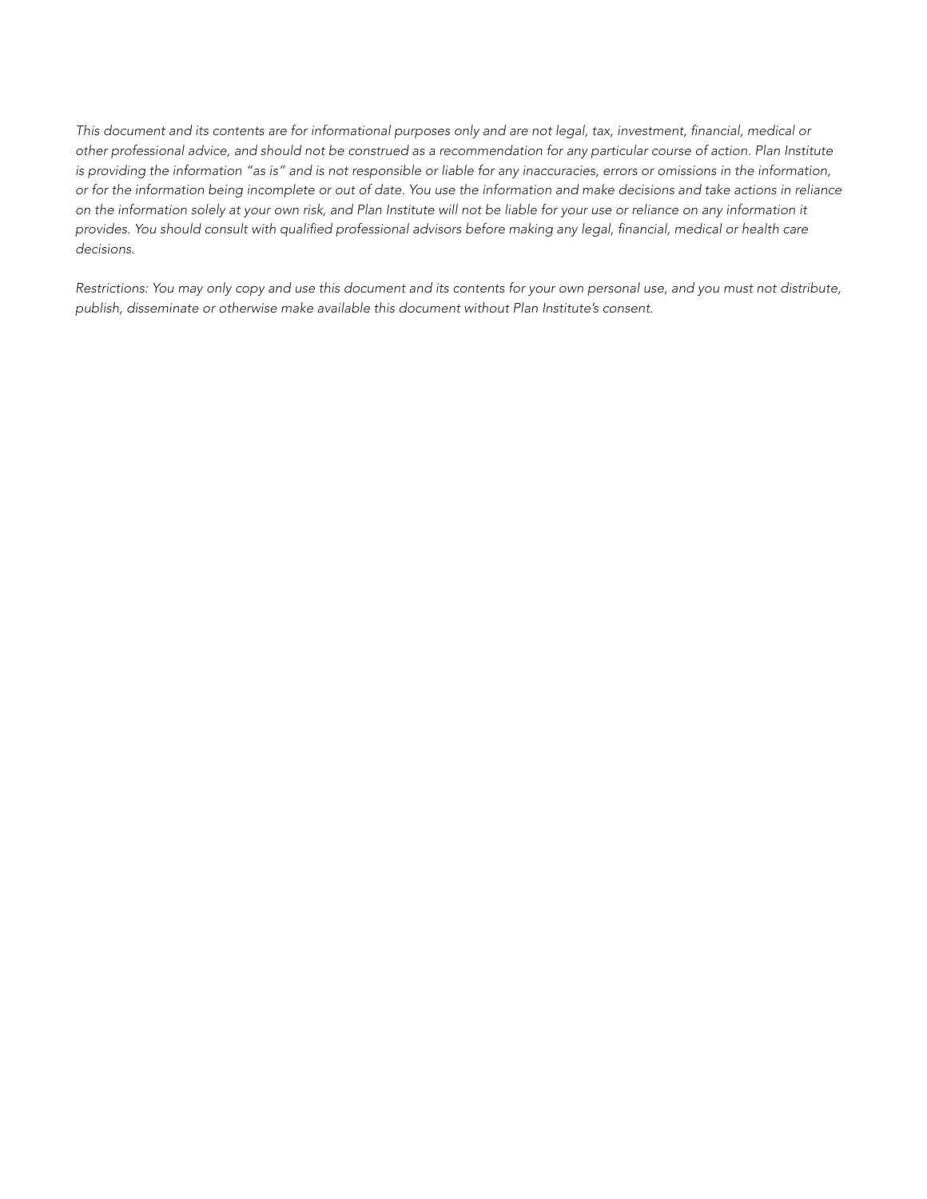*This document and its contents are for informational purposes only and are not legal, tax, investment, financial, medical or other professional advice, and should not be construed as a recommendation for any particular course of action. Plan Institute is providing the information "as is" and is not responsible or liable for any inaccuracies, errors or omissions in the information, or for the information being incomplete or out of date. You use the information and make decisions and take actions in reliance on the information solely at your own risk, and Plan Institute will not be liable for your use or reliance on any information it provides. You should consult with qualified professional advisors before making any legal, financial, medical or health care decisions.*

*Restrictions: You may only copy and use this document and its contents for your own personal use, and you must not distribute, publish, disseminate or otherwise make available this document without Plan Institute's consent.*